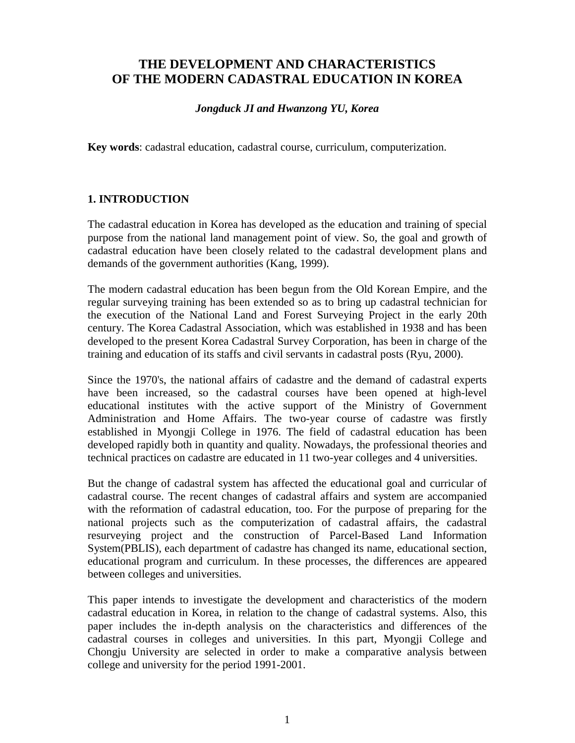# THE DEVELOPMENT AND CHARACTERISTICS OF THE MODERN CADASTRAL EDUCATION IN KOREA

***Jongduck JI and Hwanzong YU, Korea***

**Key words**: cadastral education, cadastral course, curriculum, computerization.

## 1. INTRODUCTION

The cadastral education in Korea has developed as the education and training of special purpose from the national land management point of view. So, the goal and growth of cadastral education have been closely related to the cadastral development plans and demands of the government authorities (Kang, 1999).

The modern cadastral education has been begun from the Old Korean Empire, and the regular surveying training has been extended so as to bring up cadastral technician for the execution of the National Land and Forest Surveying Project in the early 20th century. The Korea Cadastral Association, which was established in 1938 and has been developed to the present Korea Cadastral Survey Corporation, has been in charge of the training and education of its staffs and civil servants in cadastral posts (Ryu, 2000).

Since the 1970's, the national affairs of cadastre and the demand of cadastral experts have been increased, so the cadastral courses have been opened at high-level educational institutes with the active support of the Ministry of Government Administration and Home Affairs. The two-year course of cadastre was firstly established in Myongji College in 1976. The field of cadastral education has been developed rapidly both in quantity and quality. Nowadays, the professional theories and technical practices on cadastre are educated in 11 two-year colleges and 4 universities.

But the change of cadastral system has affected the educational goal and curricular of cadastral course. The recent changes of cadastral affairs and system are accompanied with the reformation of cadastral education, too. For the purpose of preparing for the national projects such as the computerization of cadastral affairs, the cadastral resurveying project and the construction of Parcel-Based Land Information System(PBLIS), each department of cadastre has changed its name, educational section, educational program and curriculum. In these processes, the differences are appeared between colleges and universities.

This paper intends to investigate the development and characteristics of the modern cadastral education in Korea, in relation to the change of cadastral systems. Also, this paper includes the in-depth analysis on the characteristics and differences of the cadastral courses in colleges and universities. In this part, Myongji College and Chongju University are selected in order to make a comparative analysis between college and university for the period 1991-2001.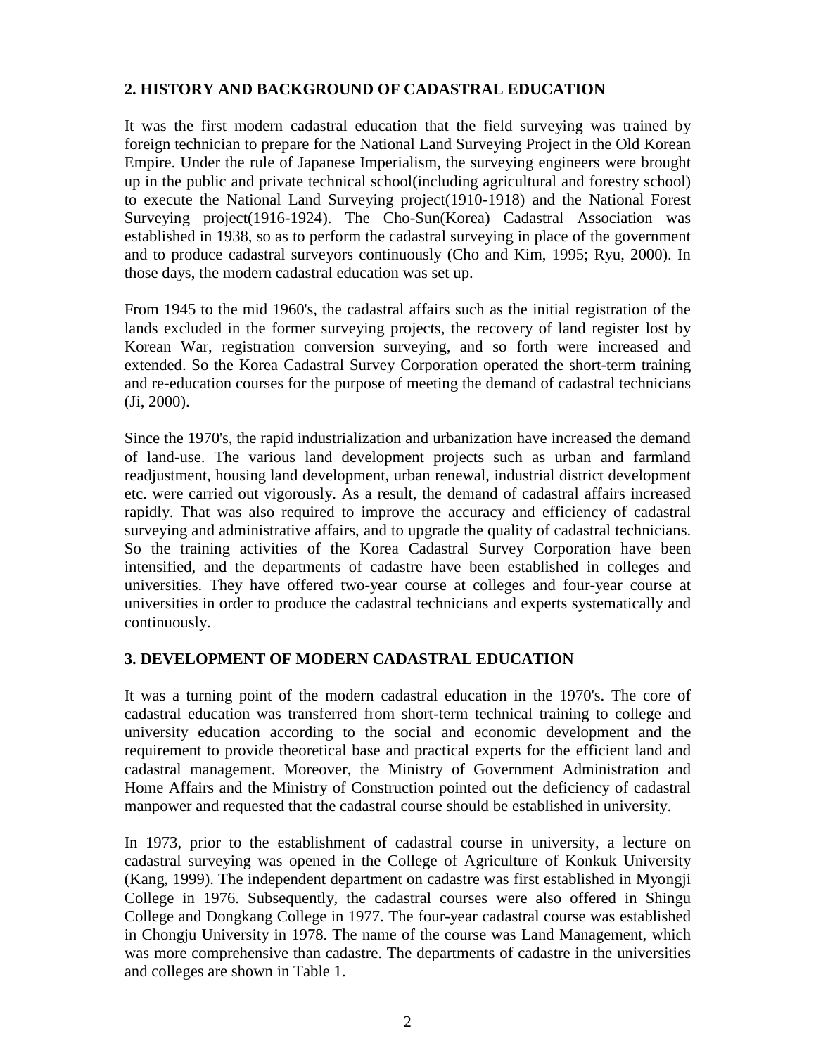## 2. HISTORY AND BACKGROUND OF CADASTRAL EDUCATION

It was the first modern cadastral education that the field surveying was trained by foreign technician to prepare for the National Land Surveying Project in the Old Korean Empire. Under the rule of Japanese Imperialism, the surveying engineers were brought up in the public and private technical school(including agricultural and forestry school) to execute the National Land Surveying project(1910-1918) and the National Forest Surveying project(1916-1924). The Cho-Sun(Korea) Cadastral Association was established in 1938, so as to perform the cadastral surveying in place of the government and to produce cadastral surveyors continuously (Cho and Kim, 1995; Ryu, 2000). In those days, the modern cadastral education was set up.

From 1945 to the mid 1960's, the cadastral affairs such as the initial registration of the lands excluded in the former surveying projects, the recovery of land register lost by Korean War, registration conversion surveying, and so forth were increased and extended. So the Korea Cadastral Survey Corporation operated the short-term training and re-education courses for the purpose of meeting the demand of cadastral technicians (Ji, 2000).

Since the 1970's, the rapid industrialization and urbanization have increased the demand of land-use. The various land development projects such as urban and farmland readjustment, housing land development, urban renewal, industrial district development etc. were carried out vigorously. As a result, the demand of cadastral affairs increased rapidly. That was also required to improve the accuracy and efficiency of cadastral surveying and administrative affairs, and to upgrade the quality of cadastral technicians. So the training activities of the Korea Cadastral Survey Corporation have been intensified, and the departments of cadastre have been established in colleges and universities. They have offered two-year course at colleges and four-year course at universities in order to produce the cadastral technicians and experts systematically and continuously.

## 3. DEVELOPMENT OF MODERN CADASTRAL EDUCATION

It was a turning point of the modern cadastral education in the 1970's. The core of cadastral education was transferred from short-term technical training to college and university education according to the social and economic development and the requirement to provide theoretical base and practical experts for the efficient land and cadastral management. Moreover, the Ministry of Government Administration and Home Affairs and the Ministry of Construction pointed out the deficiency of cadastral manpower and requested that the cadastral course should be established in university.

In 1973, prior to the establishment of cadastral course in university, a lecture on cadastral surveying was opened in the College of Agriculture of Konkuk University (Kang, 1999). The independent department on cadastre was first established in Myongji College in 1976. Subsequently, the cadastral courses were also offered in Shingu College and Dongkang College in 1977. The four-year cadastral course was established in Chongju University in 1978. The name of the course was Land Management, which was more comprehensive than cadastre. The departments of cadastre in the universities and colleges are shown in Table 1.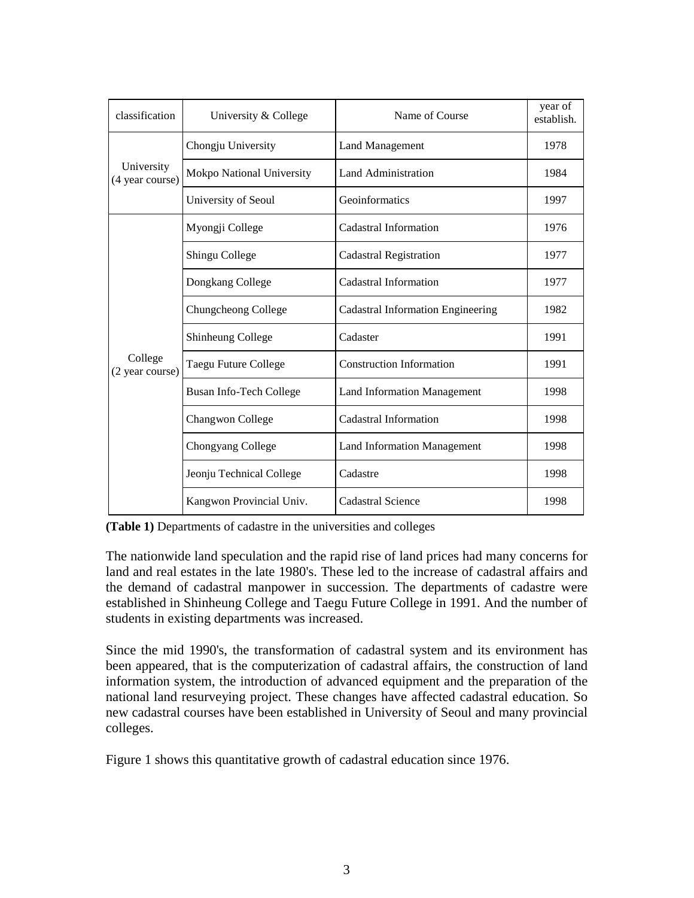| classification | University & College | Name of Course | year of establish. |
|---|---|---|---|
| University (4 year course) | Chongju University | Land Management | 1978 |
| | Mokpo National University | Land Administration | 1984 |
| | University of Seoul | Geoinformatics | 1997 |
| College (2 year course) | Myongji College | Cadastral Information | 1976 |
| | Shingu College | Cadastral Registration | 1977 |
| | Dongkang College | Cadastral Information | 1977 |
| | Chungcheong College | Cadastral Information Engineering | 1982 |
| | Shinheung College | Cadaster | 1991 |
| | Taegu Future College | Construction Information | 1991 |
| | Busan Info-Tech College | Land Information Management | 1998 |
| | Changwon College | Cadastral Information | 1998 |
| | Chongyang College | Land Information Management | 1998 |
| | Jeonju Technical College | Cadastre | 1998 |
| | Kangwon Provincial Univ. | Cadastral Science | 1998 |

**(Table 1)** Departments of cadastre in the universities and colleges

The nationwide land speculation and the rapid rise of land prices had many concerns for land and real estates in the late 1980's. These led to the increase of cadastral affairs and the demand of cadastral manpower in succession. The departments of cadastre were established in Shinheung College and Taegu Future College in 1991. And the number of students in existing departments was increased.

Since the mid 1990's, the transformation of cadastral system and its environment has been appeared, that is the computerization of cadastral affairs, the construction of land information system, the introduction of advanced equipment and the preparation of the national land resurveying project. These changes have affected cadastral education. So new cadastral courses have been established in University of Seoul and many provincial colleges.

Figure 1 shows this quantitative growth of cadastral education since 1976.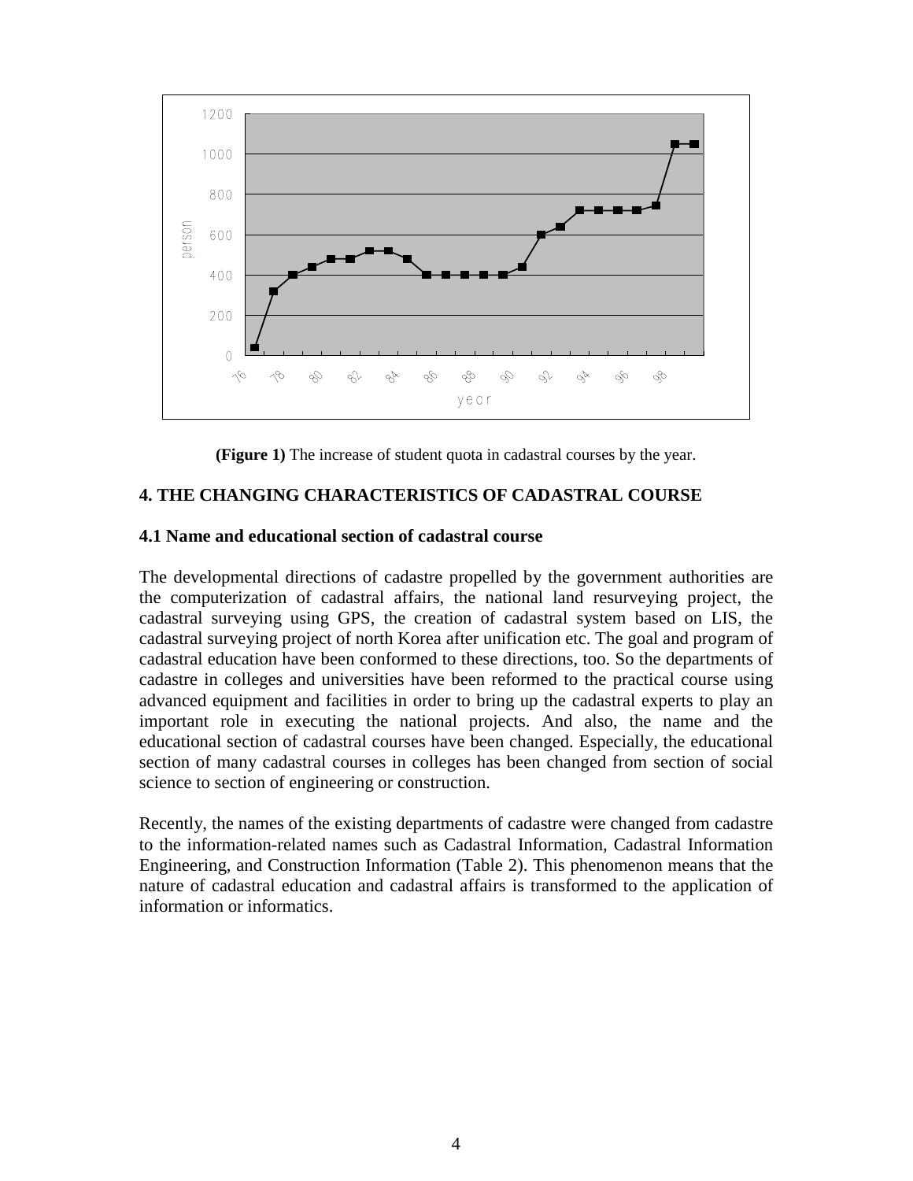**(Figure 1)** The increase of student quota in cadastral courses by the year.

## 4. THE CHANGING CHARACTERISTICS OF CADASTRAL COURSE

### 4.1 Name and educational section of cadastral course

The developmental directions of cadastre propelled by the government authorities are the computerization of cadastral affairs, the national land resurveying project, the cadastral surveying using GPS, the creation of cadastral system based on LIS, the cadastral surveying project of north Korea after unification etc. The goal and program of cadastral education have been conformed to these directions, too. So the departments of cadastre in colleges and universities have been reformed to the practical course using advanced equipment and facilities in order to bring up the cadastral experts to play an important role in executing the national projects. And also, the name and the educational section of cadastral courses have been changed. Especially, the educational section of many cadastral courses in colleges has been changed from section of social science to section of engineering or construction.

Recently, the names of the existing departments of cadastre were changed from cadastre to the information-related names such as Cadastral Information, Cadastral Information Engineering, and Construction Information (Table 2). This phenomenon means that the nature of cadastral education and cadastral affairs is transformed to the application of information or informatics.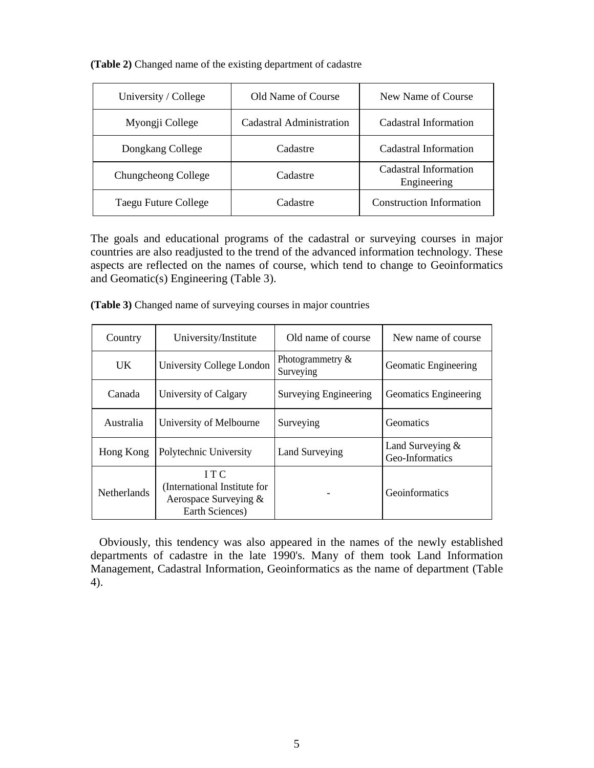**(Table 2)** Changed name of the existing department of cadastre

| University / College | Old Name of Course | New Name of Course |
|---|---|---|
| Myongji College | Cadastral Administration | Cadastral Information |
| Dongkang College | Cadastre | Cadastral Information |
| Chungcheong College | Cadastre | Cadastral Information Engineering |
| Taegu Future College | Cadastre | Construction Information |

The goals and educational programs of the cadastral or surveying courses in major countries are also readjusted to the trend of the advanced information technology. These aspects are reflected on the names of course, which tend to change to Geoinformatics and Geomatic(s) Engineering (Table 3).

**(Table 3)** Changed name of surveying courses in major countries

| Country | University/Institute | Old name of course | New name of course |
|---|---|---|---|
| UK | University College London | Photogrammetry & Surveying | Geomatic Engineering |
| Canada | University of Calgary | Surveying Engineering | Geomatics Engineering |
| Australia | University of Melbourne | Surveying | Geomatics |
| Hong Kong | Polytechnic University | Land Surveying | Land Surveying & Geo-Informatics |
| Netherlands | I T C (International Institute for Aerospace Surveying & Earth Sciences) | - | Geoinformatics |

Obviously, this tendency was also appeared in the names of the newly established departments of cadastre in the late 1990's. Many of them took Land Information Management, Cadastral Information, Geoinformatics as the name of department (Table 4).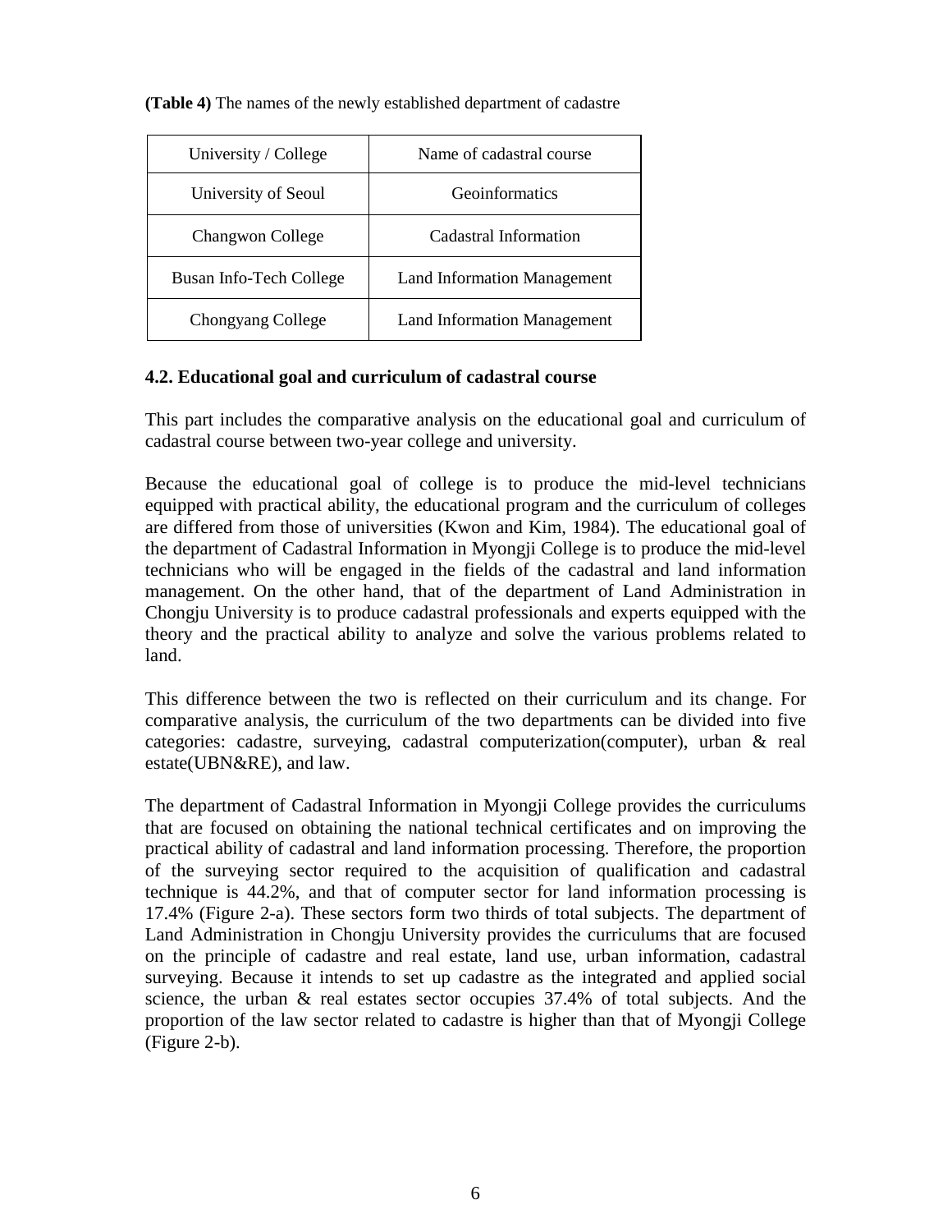**(Table 4)** The names of the newly established department of cadastre

| University / College | Name of cadastral course |
| --- | --- |
| University of Seoul | Geoinformatics |
| Changwon College | Cadastral Information |
| Busan Info-Tech College | Land Information Management |
| Chongyang College | Land Information Management |

### 4.2. Educational goal and curriculum of cadastral course

This part includes the comparative analysis on the educational goal and curriculum of cadastral course between two-year college and university.

Because the educational goal of college is to produce the mid-level technicians equipped with practical ability, the educational program and the curriculum of colleges are differed from those of universities (Kwon and Kim, 1984). The educational goal of the department of Cadastral Information in Myongji College is to produce the mid-level technicians who will be engaged in the fields of the cadastral and land information management. On the other hand, that of the department of Land Administration in Chongju University is to produce cadastral professionals and experts equipped with the theory and the practical ability to analyze and solve the various problems related to land.

This difference between the two is reflected on their curriculum and its change. For comparative analysis, the curriculum of the two departments can be divided into five categories: cadastre, surveying, cadastral computerization(computer), urban & real estate(UBN&RE), and law.

The department of Cadastral Information in Myongji College provides the curriculums that are focused on obtaining the national technical certificates and on improving the practical ability of cadastral and land information processing. Therefore, the proportion of the surveying sector required to the acquisition of qualification and cadastral technique is 44.2%, and that of computer sector for land information processing is 17.4% (Figure 2-a). These sectors form two thirds of total subjects. The department of Land Administration in Chongju University provides the curriculums that are focused on the principle of cadastre and real estate, land use, urban information, cadastral surveying. Because it intends to set up cadastre as the integrated and applied social science, the urban & real estates sector occupies 37.4% of total subjects. And the proportion of the law sector related to cadastre is higher than that of Myongji College (Figure 2-b).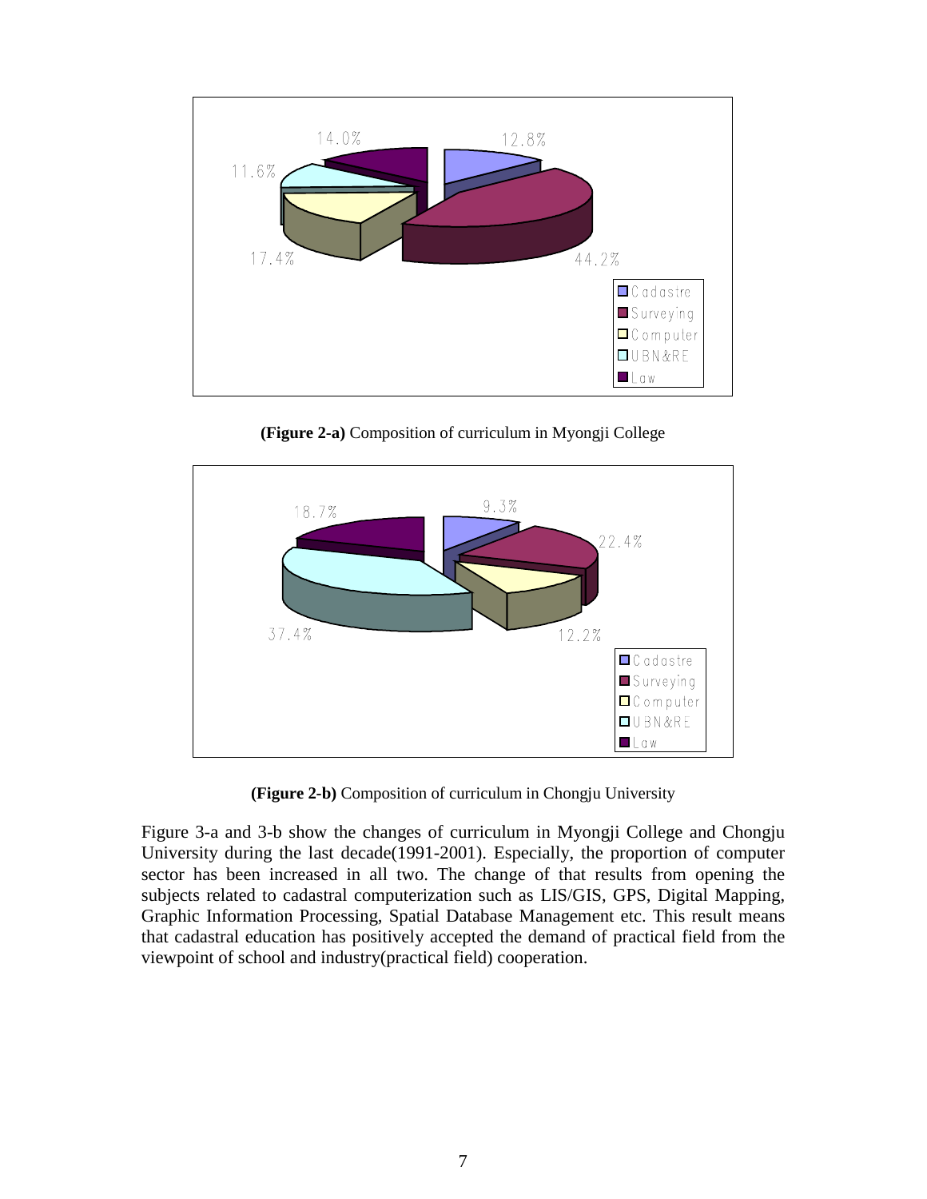**(Figure 2-a)** Composition of curriculum in Myongji College

**(Figure 2-b)** Composition of curriculum in Chongju University

Figure 3-a and 3-b show the changes of curriculum in Myongji College and Chongju University during the last decade(1991-2001). Especially, the proportion of computer sector has been increased in all two. The change of that results from opening the subjects related to cadastral computerization such as LIS/GIS, GPS, Digital Mapping, Graphic Information Processing, Spatial Database Management etc. This result means that cadastral education has positively accepted the demand of practical field from the viewpoint of school and industry(practical field) cooperation.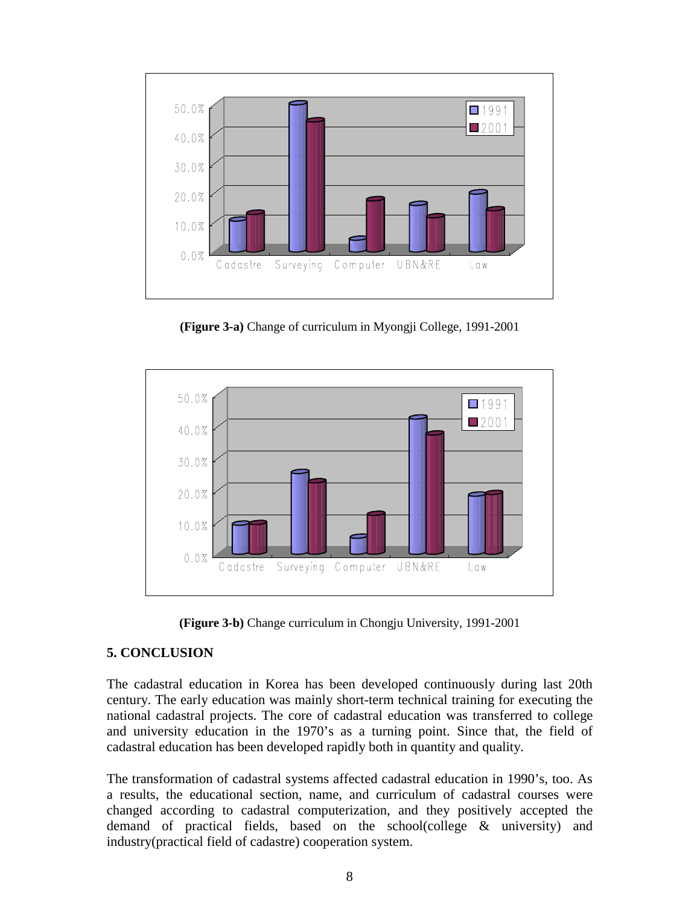**(Figure 3-a)** Change of curriculum in Myongji College, 1991-2001

**(Figure 3-b)** Change curriculum in Chongju University, 1991-2001

## 5. CONCLUSION

The cadastral education in Korea has been developed continuously during last 20th century. The early education was mainly short-term technical training for executing the national cadastral projects. The core of cadastral education was transferred to college and university education in the 1970's as a turning point. Since that, the field of cadastral education has been developed rapidly both in quantity and quality.

The transformation of cadastral systems affected cadastral education in 1990's, too. As a results, the educational section, name, and curriculum of cadastral courses were changed according to cadastral computerization, and they positively accepted the demand of practical fields, based on the school(college & university) and industry(practical field of cadastre) cooperation system.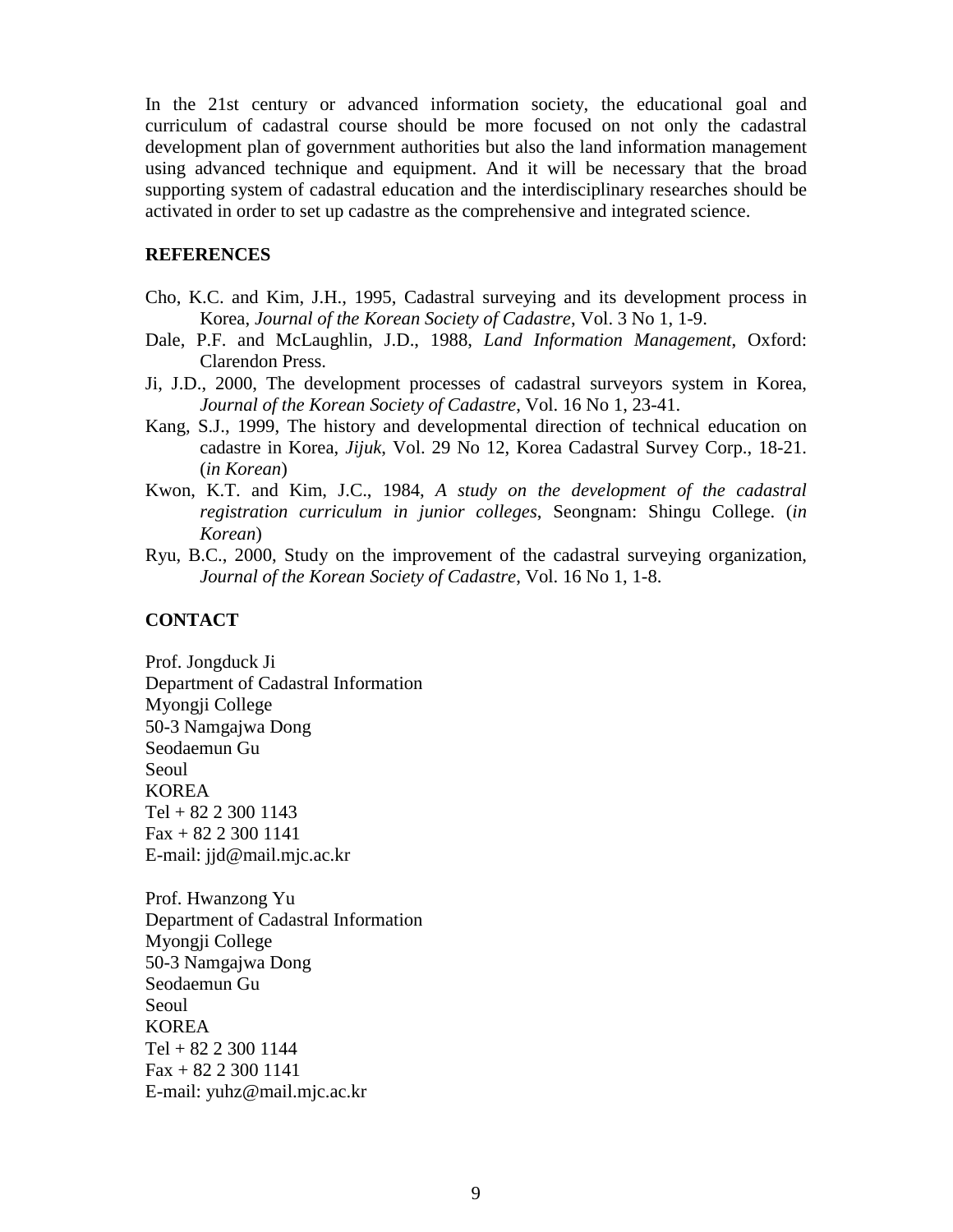In the 21st century or advanced information society, the educational goal and curriculum of cadastral course should be more focused on not only the cadastral development plan of government authorities but also the land information management using advanced technique and equipment. And it will be necessary that the broad supporting system of cadastral education and the interdisciplinary researches should be activated in order to set up cadastre as the comprehensive and integrated science.

## REFERENCES

Cho, K.C. and Kim, J.H., 1995, Cadastral surveying and its development process in Korea, *Journal of the Korean Society of Cadastre*, Vol. 3 No 1, 1-9.

Dale, P.F. and McLaughlin, J.D., 1988, *Land Information Management*, Oxford: Clarendon Press.

Ji, J.D., 2000, The development processes of cadastral surveyors system in Korea, *Journal of the Korean Society of Cadastre*, Vol. 16 No 1, 23-41.

Kang, S.J., 1999, The history and developmental direction of technical education on cadastre in Korea, *Jijuk*, Vol. 29 No 12, Korea Cadastral Survey Corp., 18-21. (*in Korean*)

Kwon, K.T. and Kim, J.C., 1984, *A study on the development of the cadastral registration curriculum in junior colleges*, Seongnam: Shingu College. (*in Korean*)

Ryu, B.C., 2000, Study on the improvement of the cadastral surveying organization, *Journal of the Korean Society of Cadastre*, Vol. 16 No 1, 1-8.

## CONTACT

Prof. Jongduck Ji
Department of Cadastral Information
Myongji College
50-3 Namgajwa Dong
Seodaemun Gu
Seoul
KOREA
Tel + 82 2 300 1143
Fax + 82 2 300 1141
E-mail: jjd@mail.mjc.ac.kr

Prof. Hwanzong Yu
Department of Cadastral Information
Myongji College
50-3 Namgajwa Dong
Seodaemun Gu
Seoul
KOREA
Tel + 82 2 300 1144
Fax + 82 2 300 1141
E-mail: yuhz@mail.mjc.ac.kr